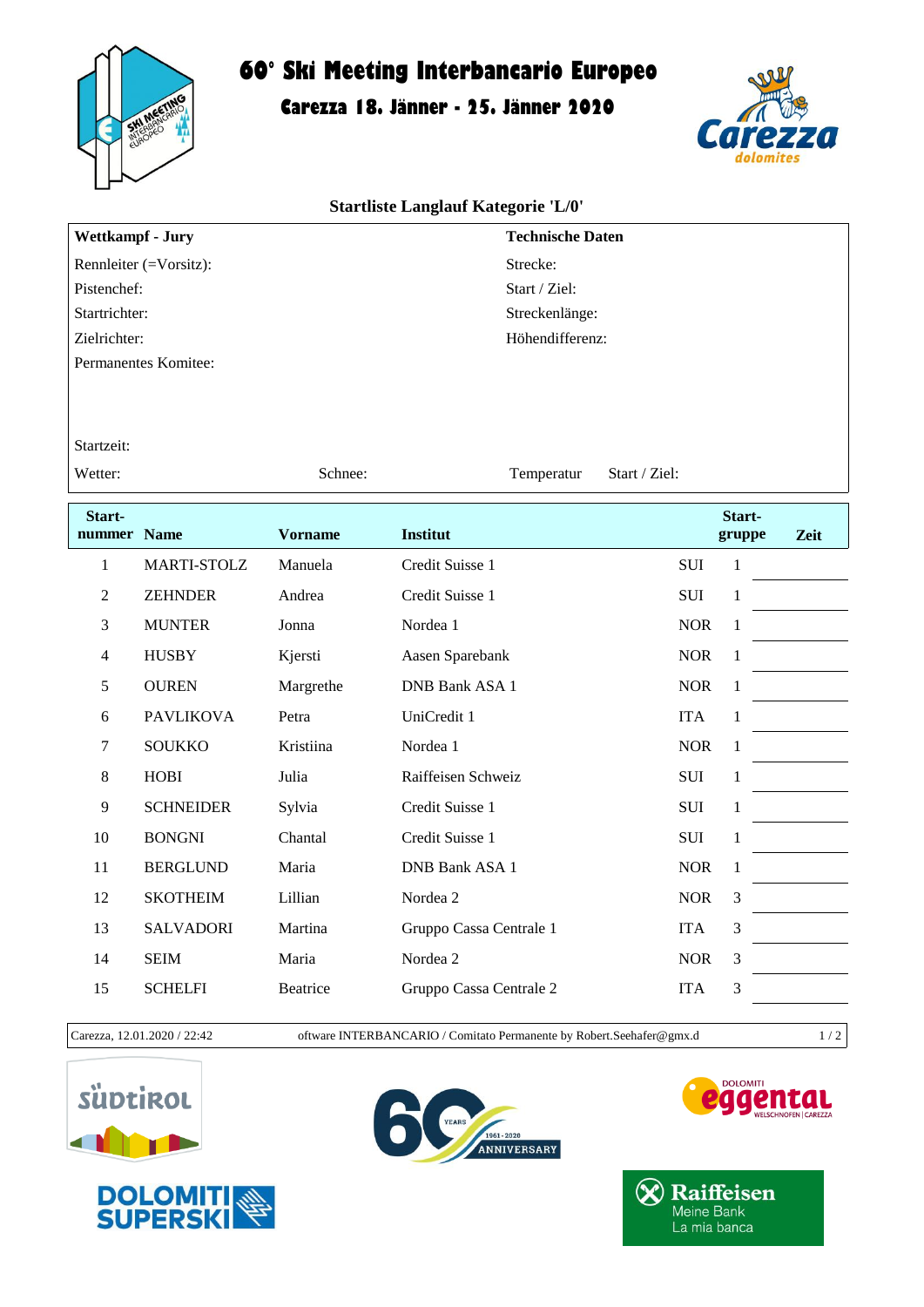# 60° Ski Meeting Interbancario Europeo

## Carezza 18. Jänner - 25. Jänner 2020

### Startliste Langlauf Kategorie 'L/0'

| **Wettkampf - Jury** | **Technische Daten** |
|---|---|
| Rennleiter (=Vorsitz): | Strecke: |
| Pistenchef: | Start / Ziel: |
| Startrichter: | Streckenlänge: |
| Zielrichter: | Höhendifferenz: |
| Permanentes Komitee: | |
| Startzeit: | |

Wetter: Schnee: Temperatur Start / Ziel:

| Start-nummer | Name | Vorname | Institut | | Start-gruppe | Zeit |
|---|---|---|---|---|---|---|
| 1 | MARTI-STOLZ | Manuela | Credit Suisse 1 | SUI | 1 | |
| 2 | ZEHNDER | Andrea | Credit Suisse 1 | SUI | 1 | |
| 3 | MUNTER | Jonna | Nordea 1 | NOR | 1 | |
| 4 | HUSBY | Kjersti | Aasen Sparebank | NOR | 1 | |
| 5 | OUREN | Margrethe | DNB Bank ASA 1 | NOR | 1 | |
| 6 | PAVLIKOVA | Petra | UniCredit 1 | ITA | 1 | |
| 7 | SOUKKO | Kristiina | Nordea 1 | NOR | 1 | |
| 8 | HOBI | Julia | Raiffeisen Schweiz | SUI | 1 | |
| 9 | SCHNEIDER | Sylvia | Credit Suisse 1 | SUI | 1 | |
| 10 | BONGNI | Chantal | Credit Suisse 1 | SUI | 1 | |
| 11 | BERGLUND | Maria | DNB Bank ASA 1 | NOR | 1 | |
| 12 | SKOTHEIM | Lillian | Nordea 2 | NOR | 3 | |
| 13 | SALVADORI | Martina | Gruppo Cassa Centrale 1 | ITA | 3 | |
| 14 | SEIM | Maria | Nordea 2 | NOR | 3 | |
| 15 | SCHELFI | Beatrice | Gruppo Cassa Centrale 2 | ITA | 3 | |

Carezza, 12.01.2020 / 22:42 oftware INTERBANCARIO / Comitato Permanente by Robert.Seehafer@gmx.d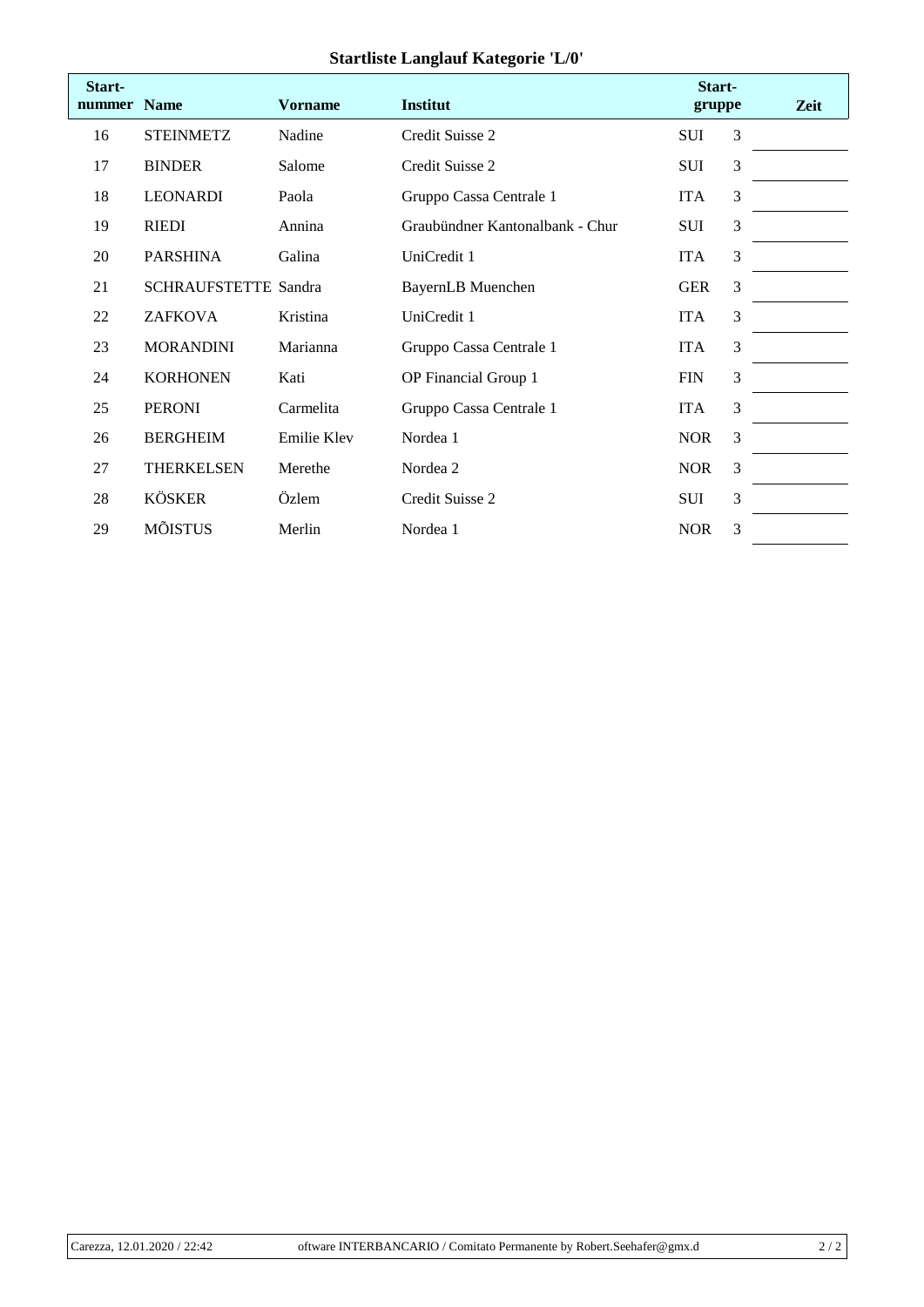# Startliste Langlauf Kategorie 'L/0'

| Start-nummer | Name | Vorname | Institut | Start-gruppe | | Zeit |
|---|---|---|---|---|---|---|
| 16 | STEINMETZ | Nadine | Credit Suisse 2 | SUI | 3 | |
| 17 | BINDER | Salome | Credit Suisse 2 | SUI | 3 | |
| 18 | LEONARDI | Paola | Gruppo Cassa Centrale 1 | ITA | 3 | |
| 19 | RIEDI | Annina | Graubündner Kantonalbank - Chur | SUI | 3 | |
| 20 | PARSHINA | Galina | UniCredit 1 | ITA | 3 | |
| 21 | SCHRAUFSTETTE | Sandra | BayernLB Muenchen | GER | 3 | |
| 22 | ZAFKOVA | Kristina | UniCredit 1 | ITA | 3 | |
| 23 | MORANDINI | Marianna | Gruppo Cassa Centrale 1 | ITA | 3 | |
| 24 | KORHONEN | Kati | OP Financial Group 1 | FIN | 3 | |
| 25 | PERONI | Carmelita | Gruppo Cassa Centrale 1 | ITA | 3 | |
| 26 | BERGHEIM | Emilie Klev | Nordea 1 | NOR | 3 | |
| 27 | THERKELSEN | Merethe | Nordea 2 | NOR | 3 | |
| 28 | KÖSKER | Özlem | Credit Suisse 2 | SUI | 3 | |
| 29 | MÕISTUS | Merlin | Nordea 1 | NOR | 3 | |

Carezza, 12.01.2020 / 22:42 — oftware INTERBANCARIO / Comitato Permanente by Robert.Seehafer@gmx.d